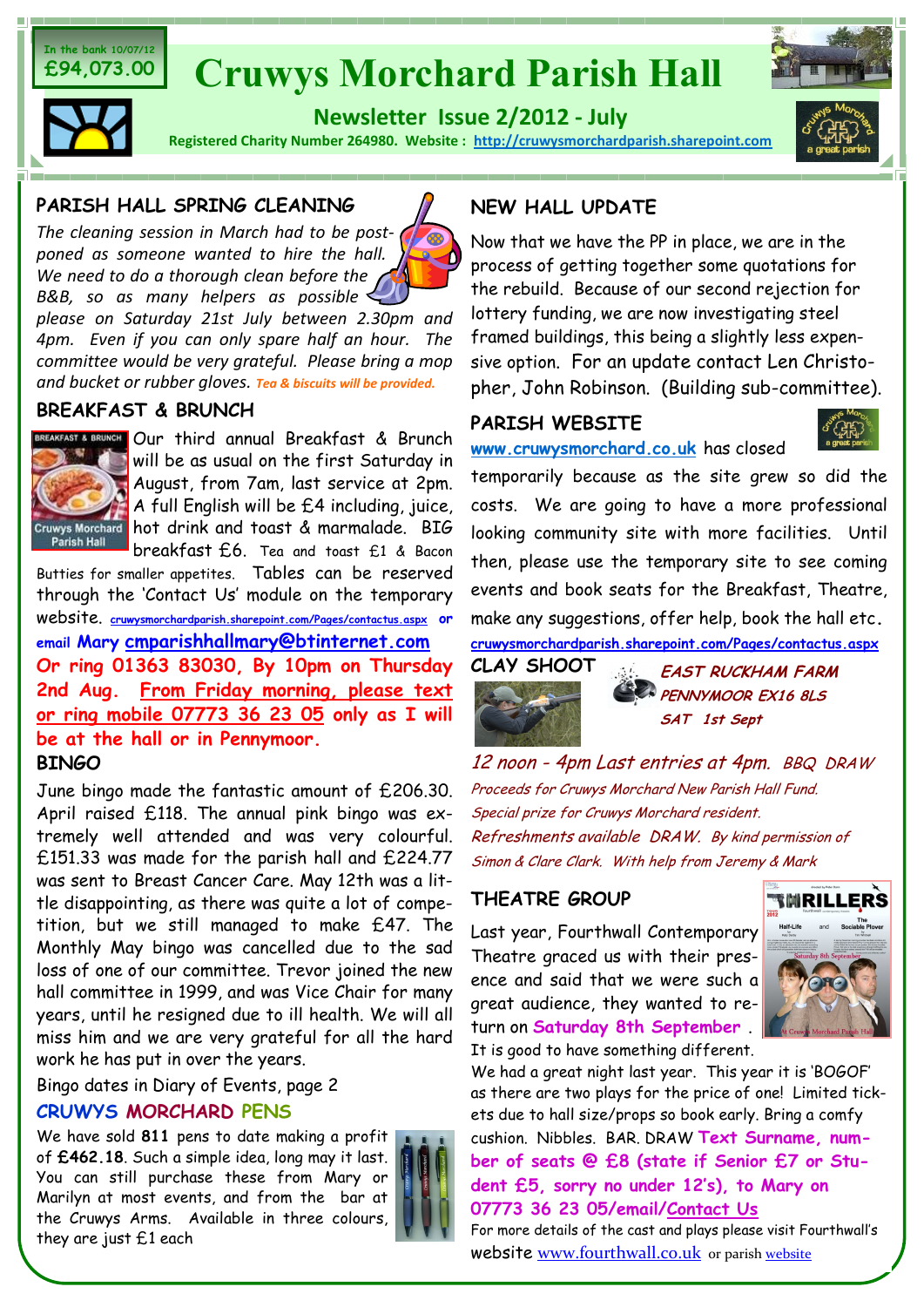In the bank 10/07/12
**£94,073.00**

# Cruwys Morchard Parish Hall

## Newsletter Issue 2/2012 - July

**Registered Charity Number 264980. Website : http://cruwysmorchardparish.sharepoint.com**

## PARISH HALL SPRING CLEANING

*The cleaning session in March had to be postponed as someone wanted to hire the hall. We need to do a thorough clean before the B&B, so as many helpers as possible please on Saturday 21st July between 2.30pm and 4pm. Even if you can only spare half an hour. The committee would be very grateful. Please bring a mop and bucket or rubber gloves.* ***Tea & biscuits will be provided.***

## BREAKFAST & BRUNCH

Our third annual Breakfast & Brunch will be as usual on the first Saturday in August, from 7am, last service at 2pm. A full English will be £4 including, juice, hot drink and toast & marmalade. BIG breakfast £6. Tea and toast £1 & Bacon Butties for smaller appetites. Tables can be reserved through the 'Contact Us' module on the temporary website. cruwysmorchardparish.sharepoint.com/Pages/contactus.aspx **or email Mary cmparishhallmary@btinternet.com**
**Or ring 01363 83030, By 10pm on Thursday 2nd Aug. From Friday morning, please text or ring mobile 07773 36 23 05 only as I will be at the hall or in Pennymoor.**

## BINGO

June bingo made the fantastic amount of £206.30. April raised £118. The annual pink bingo was extremely well attended and was very colourful. £151.33 was made for the parish hall and £224.77 was sent to Breast Cancer Care. May 12th was a little disappointing, as there was quite a lot of competition, but we still managed to make £47. The Monthly May bingo was cancelled due to the sad loss of one of our committee. Trevor joined the new hall committee in 1999, and was Vice Chair for many years, until he resigned due to ill health. We will all miss him and we are very grateful for all the hard work he has put in over the years.

Bingo dates in Diary of Events, page 2

## CRUWYS MORCHARD PENS

We have sold **811** pens to date making a profit of **£462.18**. Such a simple idea, long may it last. You can still purchase these from Mary or Marilyn at most events, and from the bar at the Cruwys Arms. Available in three colours, they are just £1 each

## NEW HALL UPDATE

Now that we have the PP in place, we are in the process of getting together some quotations for the rebuild. Because of our second rejection for lottery funding, we are now investigating steel framed buildings, this being a slightly less expensive option. For an update contact Len Christopher, John Robinson. (Building sub-committee).

## PARISH WEBSITE

www.cruwysmorchard.co.uk has closed temporarily because as the site grew so did the costs. We are going to have a more professional looking community site with more facilities. Until then, please use the temporary site to see coming events and book seats for the Breakfast, Theatre, make any suggestions, offer help, book the hall etc.
cruwysmorchardparish.sharepoint.com/Pages/contactus.aspx

## CLAY SHOOT

***EAST RUCKHAM FARM***
***PENNYMOOR EX16 8LS***
***SAT 1st Sept***

*12 noon - 4pm Last entries at 4pm. BBQ DRAW*
*Proceeds for Cruwys Morchard New Parish Hall Fund.*
*Special prize for Cruwys Morchard resident.*
*Refreshments available DRAW. By kind permission of Simon & Clare Clark. With help from Jeremy & Mark*

## THEATRE GROUP

Last year, Fourthwall Contemporary Theatre graced us with their presence and said that we were such a great audience, they wanted to return on **Saturday 8th September** . It is good to have something different.
We had a great night last year. This year it is 'BOGOF' as there are two plays for the price of one! Limited tickets due to hall size/props so book early. Bring a comfy cushion. Nibbles. BAR. DRAW **Text Surname, number of seats @ £8 (state if Senior £7 or Student £5, sorry no under 12's), to Mary on 07773 36 23 05/email/Contact Us**
For more details of the cast and plays please visit Fourthwall's website www.fourthwall.co.uk or parish website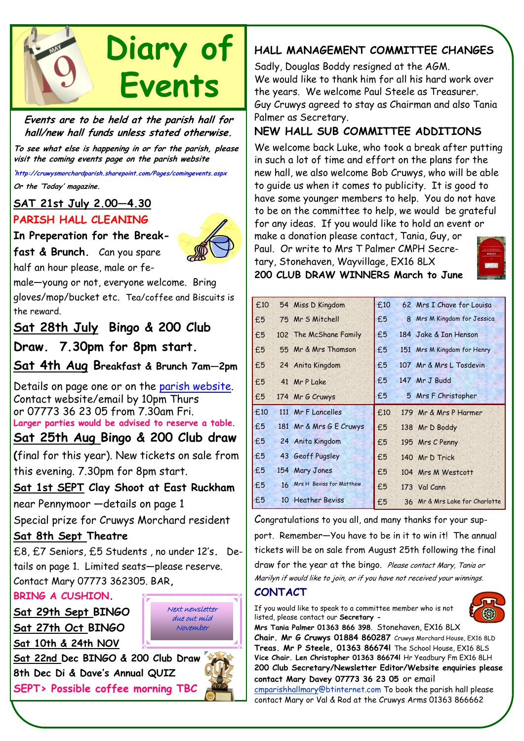# Diary of Events

*Events are to be held at the parish hall for hall/new hall funds unless stated otherwise.*

***To see what else is happening in or for the parish, please visit the coming events page on the parish website***

*'http://cruwysmorchardparish.sharepoint.com/Pages/comingevents.aspx*

***Or the 'Today' magazine.***

**SAT 21st July 2.00—4.30**

**PARISH HALL CLEANING**

**In Preperation for the Breakfast & Brunch.** Can you spare half an hour please, male or female—young or not, everyone welcome. Bring gloves/mop/bucket etc. Tea/coffee and Biscuits is the reward.

**Sat 28th July Bingo & 200 Club Draw. 7.30pm for 8pm start.**

**Sat 4th Aug Breakfast & Brunch 7am—2pm**

Details on page one or on the parish website. Contact website/email by 10pm Thurs or 07773 36 23 05 from 7.30am Fri.

**Larger parties would be advised to reserve a table.**

**Sat 25th Aug Bingo & 200 Club draw** (final for this year). New tickets on sale from this evening. 7.30pm for 8pm start.

**Sat 1st SEPT Clay Shoot at East Ruckham** near Pennymoor —details on page 1

Special prize for Cruwys Morchard resident

**Sat 8th Sept Theatre**

£8, £7 Seniors, £5 Students , no under 12's. Details on page 1. Limited seats—please reserve. Contact Mary 07773 362305. BAR,

**BRING A CUSHION.**

**Sat 29th Sept BINGO**

**Sat 27th Oct BINGO**

**Sat 10th & 24th NOV**

*Next newsletter due out mid November*

**Sat 22nd Dec BINGO & 200 Club Draw**

**8th Dec Di & Dave's Annual QUIZ**

**SEPT> Possible coffee morning TBC**

## HALL MANAGEMENT COMMITTEE CHANGES

Sadly, Douglas Boddy resigned at the AGM. We would like to thank him for all his hard work over the years. We welcome Paul Steele as Treasurer. Guy Cruwys agreed to stay as Chairman and also Tania Palmer as Secretary.

## NEW HALL SUB COMMITTEE ADDITIONS

We welcome back Luke, who took a break after putting in such a lot of time and effort on the plans for the new hall, we also welcome Bob Cruwys, who will be able to guide us when it comes to publicity. It is good to have some younger members to help. You do not have to be on the committee to help, we would be grateful for any ideas. If you would like to hold an event or make a donation please contact, Tania, Guy, or Paul. Or write to Mrs T Palmer CMPH Secretary, Stonehaven, Wayvillage, EX16 8LX

**200 CLUB DRAW WINNERS March to June**

| | | | | | |
|---|---|---|---|---|---|
| £10 | 54 | Miss D Kingdom | £10 | 62 | Mrs I Chave for Louisa |
| £5 | 75 | Mr S Mitchell | £5 | 8 | Mrs M Kingdom for Jessica |
| £5 | 102 | The McShane Family | £5 | 184 | Jake & Ian Henson |
| £5 | 55 | Mr & Mrs Thomson | £5 | 151 | Mrs M Kingdom for Henry |
| £5 | 24 | Anita Kingdom | £5 | 107 | Mr & Mrs L Tosdevin |
| £5 | 41 | Mr P Lake | £5 | 147 | Mr J Budd |
| £5 | 174 | Mr G Cruwys | £5 | 5 | Mrs F Christopher |
| £10 | 111 | Mr F Lancelles | £10 | 179 | Mr & Mrs P Harmer |
| £5 | 181 | Mr & Mrs G E Cruwys | £5 | 138 | Mr D Boddy |
| £5 | 24 | Anita Kingdom | £5 | 195 | Mrs C Penny |
| £5 | 43 | Geoff Pugsley | £5 | 140 | Mr D Trick |
| £5 | 154 | Mary Jones | £5 | 104 | Mrs M Westcott |
| £5 | 16 | Mrs H Beviss for Matthew | £5 | 173 | Val Cann |
| £5 | 10 | Heather Beviss | £5 | 36 | Mr & Mrs Lake for Charlotte |

Congratulations to you all, and many thanks for your support. Remember—You have to be in it to win it! The annual tickets will be on sale from August 25th following the final draw for the year at the bingo. *Please contact Mary, Tania or Marilyn if would like to join, or if you have not received your winnings.*

## CONTACT

If you would like to speak to a committee member who is not listed, please contact our **Secretary - Mrs Tania Palmer 01363 866 398**. Stonehaven, EX16 8LX

**Chair. Mr G Cruwys 01884 860287** Cruwys Morchard House, EX16 8LD

**Treas. Mr P Steele, 01363 866741** The School House, EX16 8LS

**Vice Chair. Len Christopher 01363 866741** Hr Yeadbury Fm EX16 8LH

**200 Club Secretary/Newsletter Editor/Website enquiries please contact Mary Davey 07773 36 23 05** or email cmparishhallmary@btinternet.com To book the parish hall please contact Mary or Val & Rod at the Cruwys Arms 01363 866662